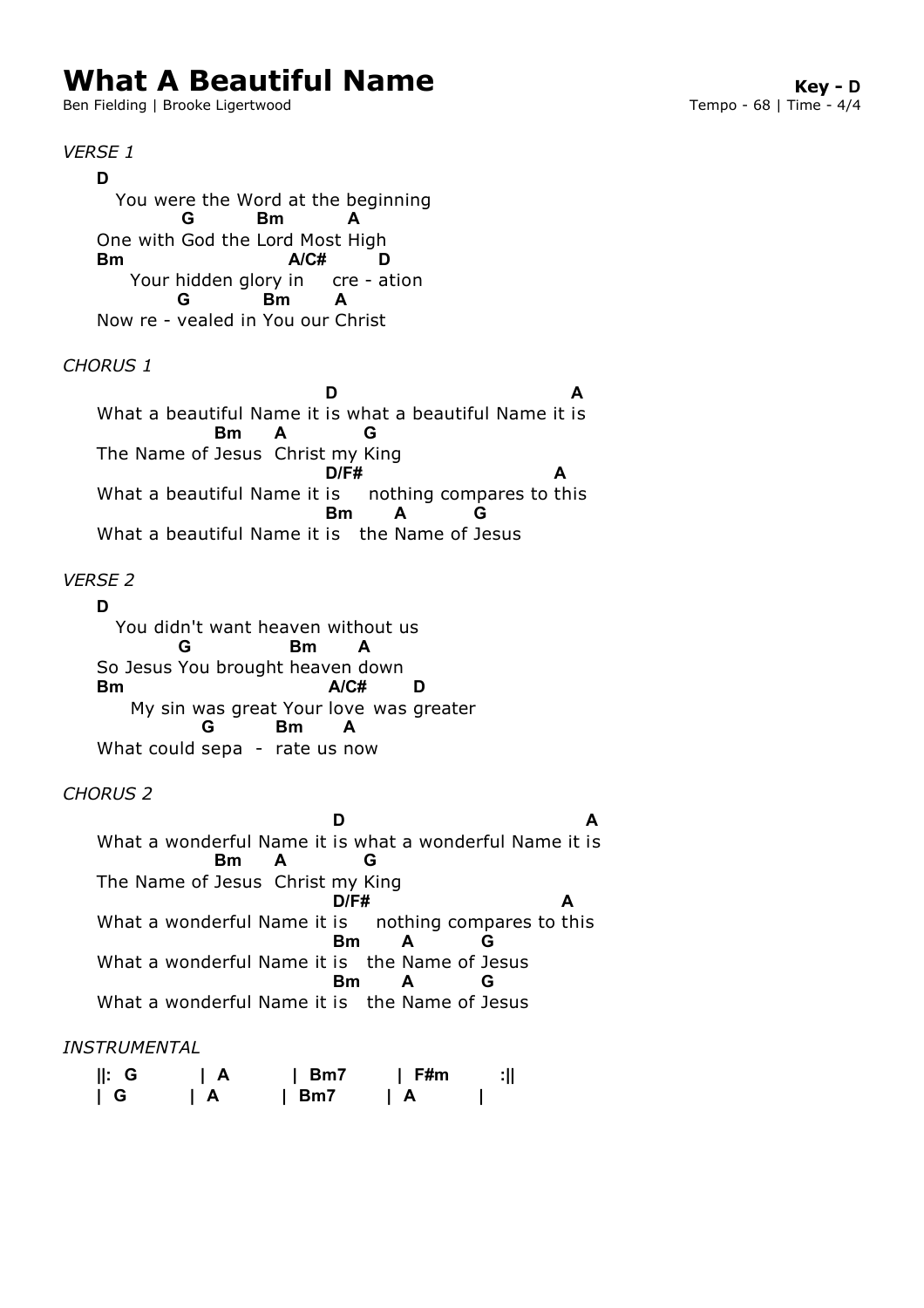# What A Beautiful Name

Ben Fielding | Brooke Ligertwood

**Key - D**
Tempo - 68 | Time - 4/4

*VERSE 1*

```
D
   You were the Word at the beginning
          G          Bm          A
One with God the Lord Most High
Bm                        A/C#       D
     Your hidden glory in     cre - ation
          G            Bm        A
Now re - vealed in You our Christ
```

*CHORUS 1*

```
                                   D                                  A
What a beautiful Name it is what a beautiful Name it is
                Bm      A            G
The Name of Jesus  Christ my King
                                   D/F#                             A
What a beautiful Name it is     nothing compares to this
                                   Bm       A          G
What a beautiful Name it is   the Name of Jesus
```

*VERSE 2*

```
D
   You didn't want heaven without us
          G                Bm       A
So Jesus You brought heaven down
Bm                              A/C#       D
     My sin was great Your love was greater
             G          Bm        A
What could sepa  -  rate us now
```

*CHORUS 2*

```
                                    D                                    A
What a wonderful Name it is what a wonderful Name it is
                Bm      A           G
The Name of Jesus  Christ my King
                                    D/F#                               A
What a wonderful Name it is     nothing compares to this
                                    Bm       A          G
What a wonderful Name it is   the Name of Jesus
                                    Bm       A          G
What a wonderful Name it is   the Name of Jesus
```

*INSTRUMENTAL*

```
||:  G        |  A        |  Bm7       |  F#m       :||
|  G          |  A        |  Bm7       |  A         |
```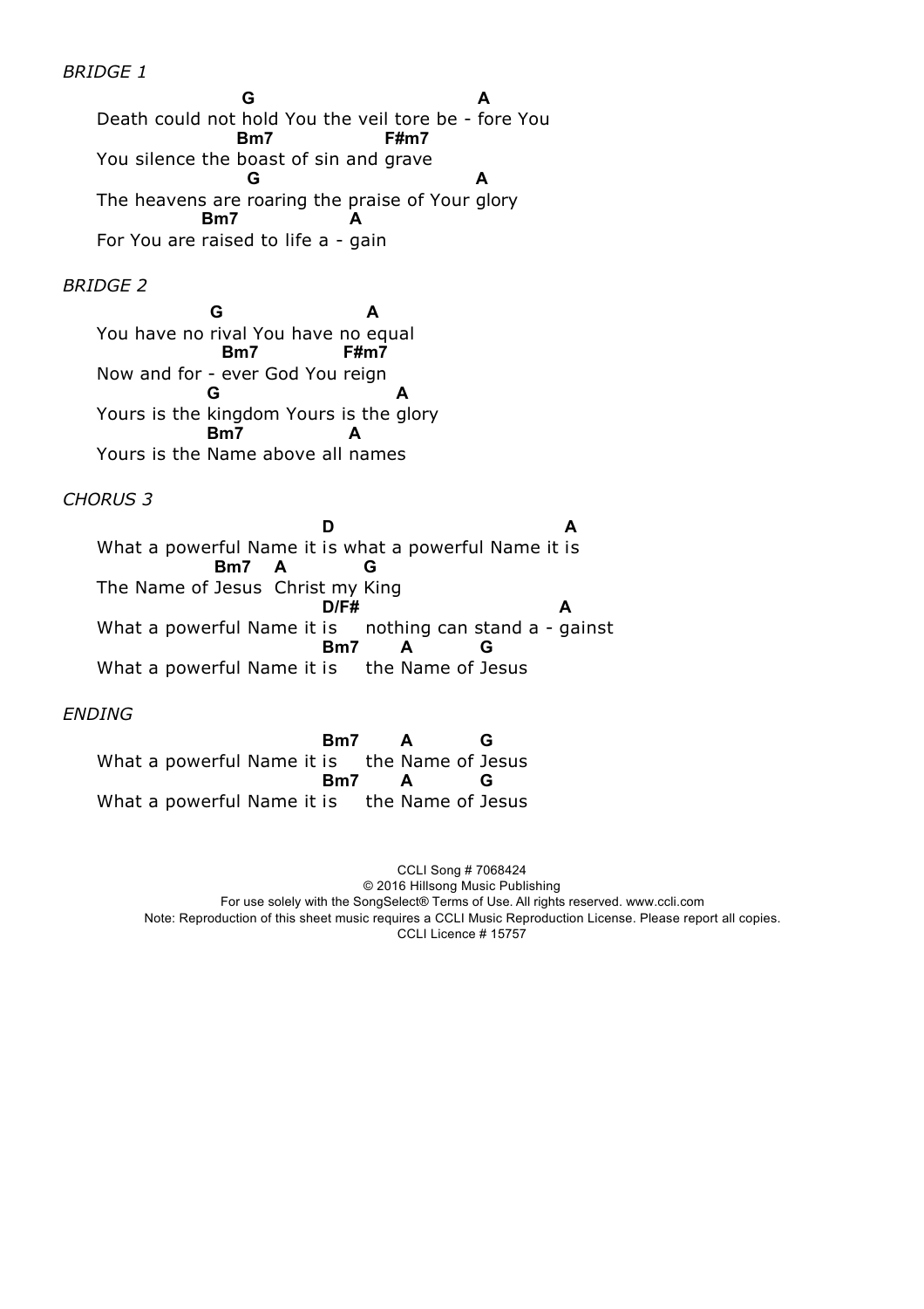*BRIDGE 1*

```
                 G                                  A
Death could not hold You the veil tore be - fore You
                 Bm7                  F#m7
You silence the boast of sin and grave
                 G                                  A
The heavens are roaring the praise of Your glory
            Bm7              A
For You are raised to life a - gain
```

*BRIDGE 2*

```
             G                      A
You have no rival You have no equal
                Bm7            F#m7
Now and for - ever God You reign
             G                        A
Yours is the kingdom Yours is the glory
             Bm7               A
Yours is the Name above all names
```

*CHORUS 3*

```
                             D                                A
What a powerful Name it is what a powerful Name it is
             Bm7    A         G
The Name of Jesus  Christ my King
                             D/F#                             A
What a powerful Name it is     nothing can stand a - gainst
                             Bm7       A          G
What a powerful Name it is     the Name of Jesus
```

*ENDING*

```
                             Bm7       A          G
What a powerful Name it is     the Name of Jesus
                             Bm7       A          G
What a powerful Name it is     the Name of Jesus
```

CCLI Song # 7068424
© 2016 Hillsong Music Publishing
For use solely with the SongSelect® Terms of Use. All rights reserved. www.ccli.com
Note: Reproduction of this sheet music requires a CCLI Music Reproduction License. Please report all copies.
CCLI Licence # 15757